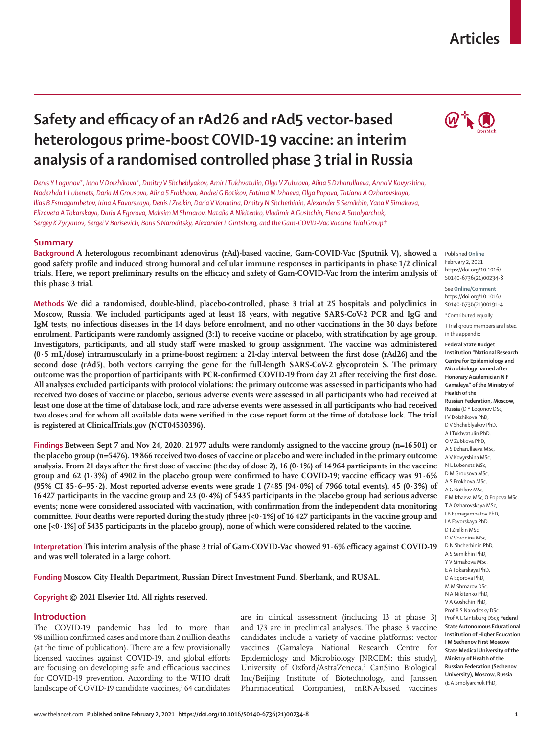# Safety and efficacy of an rAd26 and rAd5 vector-based heterologous prime-boost COVID-19 vaccine: an interim analysis of a randomised controlled phase 3 trial in Russia

*Denis Y Logunov\*, Inna V Dolzhikova\*, Dmitry V Shcheblyakov, Amir I Tukhvatulin, Olga V Zubkova, Alina S Dzharullaeva, Anna V Kovyrshina, Nadezhda L Lubenets, Daria M Grousova, Alina S Erokhova, Andrei G Botikov, Fatima M Izhaeva, Olga Popova, Tatiana A Ozharovskaya, Ilias B Esmagambetov, Irina A Favorskaya, Denis I Zrelkin, Daria V Voronina, Dmitry N Shcherbinin, Alexander S Semikhin, Yana V Simakova, Elizaveta A Tokarskaya, Daria A Egorova, Maksim M Shmarov, Natalia A Nikitenko, Vladimir A Gushchin, Elena A Smolyarchuk, Sergey K Zyryanov, Sergei V Borisevich, Boris S Naroditsky, Alexander L Gintsburg, and the Gam-COVID-Vac Vaccine Trial Group†*

## Summary

**Background** A heterologous recombinant adenovirus (rAd)-based vaccine, Gam-COVID-Vac (Sputnik V), showed a good safety profile and induced strong humoral and cellular immune responses in participants in phase 1/2 clinical trials. Here, we report preliminary results on the efficacy and safety of Gam-COVID-Vac from the interim analysis of this phase 3 trial.

**Methods** We did a randomised, double-blind, placebo-controlled, phase 3 trial at 25 hospitals and polyclinics in Moscow, Russia. We included participants aged at least 18 years, with negative SARS-CoV-2 PCR and IgG and IgM tests, no infectious diseases in the 14 days before enrolment, and no other vaccinations in the 30 days before enrolment. Participants were randomly assigned (3:1) to receive vaccine or placebo, with stratification by age group. Investigators, participants, and all study staff were masked to group assignment. The vaccine was administered (0·5 mL/dose) intramuscularly in a prime-boost regimen: a 21-day interval between the first dose (rAd26) and the second dose (rAd5), both vectors carrying the gene for the full-length SARS-CoV-2 glycoprotein S. The primary outcome was the proportion of participants with PCR-confirmed COVID-19 from day 21 after receiving the first dose. All analyses excluded participants with protocol violations: the primary outcome was assessed in participants who had received two doses of vaccine or placebo, serious adverse events were assessed in all participants who had received at least one dose at the time of database lock, and rare adverse events were assessed in all participants who had received two doses and for whom all available data were verified in the case report form at the time of database lock. The trial is registered at ClinicalTrials.gov (NCT04530396).

**Findings** Between Sept 7 and Nov 24, 2020, 21 977 adults were randomly assigned to the vaccine group (n=16 501) or the placebo group (n=5476). 19 866 received two doses of vaccine or placebo and were included in the primary outcome analysis. From 21 days after the first dose of vaccine (the day of dose 2), 16 (0·1%) of 14 964 participants in the vaccine group and 62 (1·3%) of 4902 in the placebo group were confirmed to have COVID-19; vaccine efficacy was 91·6% (95% CI 85·6–95·2). Most reported adverse events were grade 1 (7485 [94·0%] of 7966 total events). 45 (0·3%) of 16 427 participants in the vaccine group and 23 (0·4%) of 5435 participants in the placebo group had serious adverse events; none were considered associated with vaccination, with confirmation from the independent data monitoring committee. Four deaths were reported during the study (three [<0·1%] of 16 427 participants in the vaccine group and one [<0·1%] of 5435 participants in the placebo group), none of which were considered related to the vaccine.

**Interpretation** This interim analysis of the phase 3 trial of Gam-COVID-Vac showed 91·6% efficacy against COVID-19 and was well tolerated in a large cohort.

**Funding** Moscow City Health Department, Russian Direct Investment Fund, Sberbank, and RUSAL.

**Copyright** © 2021 Elsevier Ltd. All rights reserved.

Published **Online** February 2, 2021 https://doi.org/10.1016/S0140-6736(21)00234-8

See **Online/Comment** https://doi.org/10.1016/S0140-6736(21)00191-4

\*Contributed equally

†Trial group members are listed in the appendix

**Federal State Budget Institution "National Research Centre for Epidemiology and Microbiology named after Honorary Academician N F Gamaleya" of the Ministry of Health of the Russian Federation, Moscow, Russia** (D Y Logunov DSc, I V Dolzhikova PhD, D V Shcheblyakov PhD, A I Tukhvatulin PhD, O V Zubkova PhD, A S Dzharullaeva MSc, A V Kovyrshina MSc, N L Lubenets MSc, D M Grousova MSc, A S Erokhova MSc, A G Botikov MSc, F M Izhaeva MSc, O Popova MSc, T A Ozharovskaya MSc, I B Esmagambetov PhD, I A Favorskaya PhD, D I Zrelkin MSc, D V Voronina MSc, D N Shcherbinin PhD, A S Semikhin PhD, Y V Simakova MSc, E A Tokarskaya PhD, D A Egorova PhD, M M Shmarov DSc, N A Nikitenko PhD, V A Gushchin PhD, Prof B S Naroditsky DSc, Prof A L Gintsburg DSc)**; Federal State Autonomous Educational Institution of Higher Education I M Sechenov First Moscow State Medical University of the Ministry of Health of the Russian Federation (Sechenov University), Moscow, Russia** (E A Smolyarchuk PhD,

## Introduction

The COVID-19 pandemic has led to more than 98 million confirmed cases and more than 2 million deaths (at the time of publication). There are a few provisionally licensed vaccines against COVID-19, and global efforts are focusing on developing safe and efficacious vaccines for COVID-19 prevention. According to the WHO draft landscape of COVID-19 candidate vaccines,[1] 64 candidates are in clinical assessment (including 13 at phase 3) and 173 are in preclinical analyses. The phase 3 vaccine candidates include a variety of vaccine platforms: vector vaccines (Gamaleya National Research Centre for Epidemiology and Microbiology [NRCEM; this study], University of Oxford/AstraZeneca,[2] CanSino Biological Inc/Beijing Institute of Biotechnology, and Janssen Pharmaceutical Companies), mRNA-based vaccines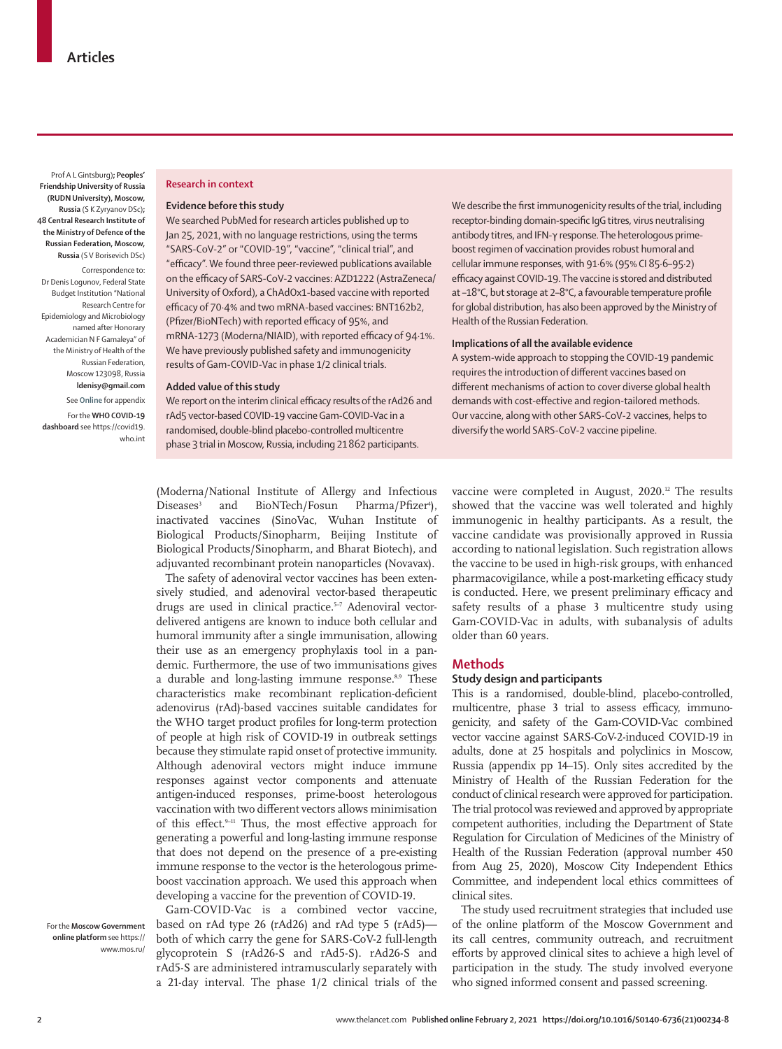Prof A L Gintsburg); **Peoples' Friendship University of Russia (RUDN University), Moscow, Russia** (S K Zyryanov DSc); **48 Central Research Institute of the Ministry of Defence of the Russian Federation, Moscow, Russia** (S V Borisevich DSc)

Correspondence to: Dr Denis Logunov, Federal State Budget Institution "National Research Centre for Epidemiology and Microbiology named after Honorary Academician N F Gamaleya" of the Ministry of Health of the Russian Federation, Moscow 123098, Russia **ldenisy@gmail.com**

See **Online** for appendix

For the **WHO COVID-19 dashboard** see https://covid19.who.int

## Research in context

### Evidence before this study

We searched PubMed for research articles published up to Jan 25, 2021, with no language restrictions, using the terms "SARS-CoV-2" or "COVID-19", "vaccine", "clinical trial", and "efficacy". We found three peer-reviewed publications available on the efficacy of SARS-CoV-2 vaccines: AZD1222 (AstraZeneca/University of Oxford), a ChAdOx1-based vaccine with reported efficacy of 70·4% and two mRNA-based vaccines: BNT162b2, (Pfizer/BioNTech) with reported efficacy of 95%, and mRNA-1273 (Moderna/NIAID), with reported efficacy of 94·1%. We have previously published safety and immunogenicity results of Gam-COVID-Vac in phase 1/2 clinical trials.

### Added value of this study

We report on the interim clinical efficacy results of the rAd26 and rAd5 vector-based COVID-19 vaccine Gam-COVID-Vac in a randomised, double-blind placebo-controlled multicentre phase 3 trial in Moscow, Russia, including 21 862 participants. We describe the first immunogenicity results of the trial, including receptor-binding domain-specific IgG titres, virus neutralising antibody titres, and IFN-γ response. The heterologous prime-boost regimen of vaccination provides robust humoral and cellular immune responses, with 91·6% (95% CI 85·6–95·2) efficacy against COVID-19. The vaccine is stored and distributed at –18°C, but storage at 2–8°C, a favourable temperature profile for global distribution, has also been approved by the Ministry of Health of the Russian Federation.

### Implications of all the available evidence

A system-wide approach to stopping the COVID-19 pandemic requires the introduction of different vaccines based on different mechanisms of action to cover diverse global health demands with cost-effective and region-tailored methods. Our vaccine, along with other SARS-CoV-2 vaccines, helps to diversify the world SARS-CoV-2 vaccine pipeline.

(Moderna/National Institute of Allergy and Infectious Diseases[3] and BioNTech/Fosun Pharma/Pfizer[4]), inactivated vaccines (SinoVac, Wuhan Institute of Biological Products/Sinopharm, Beijing Institute of Biological Products/Sinopharm, and Bharat Biotech), and adjuvanted recombinant protein nanoparticles (Novavax).

The safety of adenoviral vector vaccines has been extensively studied, and adenoviral vector-based therapeutic drugs are used in clinical practice.[5–7] Adenoviral vector-delivered antigens are known to induce both cellular and humoral immunity after a single immunisation, allowing their use as an emergency prophylaxis tool in a pandemic. Furthermore, the use of two immunisations gives a durable and long-lasting immune response.[8,9] These characteristics make recombinant replication-deficient adenovirus (rAd)-based vaccines suitable candidates for the WHO target product profiles for long-term protection of people at high risk of COVID-19 in outbreak settings because they stimulate rapid onset of protective immunity. Although adenoviral vectors might induce immune responses against vector components and attenuate antigen-induced responses, prime-boost heterologous vaccination with two different vectors allows minimisation of this effect.[9–11] Thus, the most effective approach for generating a powerful and long-lasting immune response that does not depend on the presence of a pre-existing immune response to the vector is the heterologous prime-boost vaccination approach. We used this approach when developing a vaccine for the prevention of COVID-19.

Gam-COVID-Vac is a combined vector vaccine, based on rAd type 26 (rAd26) and rAd type 5 (rAd5)—both of which carry the gene for SARS-CoV-2 full-length glycoprotein S (rAd26-S and rAd5-S). rAd26-S and rAd5-S are administered intramuscularly separately with a 21-day interval. The phase 1/2 clinical trials of the vaccine were completed in August, 2020.[12] The results showed that the vaccine was well tolerated and highly immunogenic in healthy participants. As a result, the vaccine candidate was provisionally approved in Russia according to national legislation. Such registration allows the vaccine to be used in high-risk groups, with enhanced pharmacovigilance, while a post-marketing efficacy study is conducted. Here, we present preliminary efficacy and safety results of a phase 3 multicentre study using Gam-COVID-Vac in adults, with subanalysis of adults older than 60 years.

For the **Moscow Government online platform** see https://www.mos.ru/

## Methods

### Study design and participants

This is a randomised, double-blind, placebo-controlled, multicentre, phase 3 trial to assess efficacy, immunogenicity, and safety of the Gam-COVID-Vac combined vector vaccine against SARS-CoV-2-induced COVID-19 in adults, done at 25 hospitals and polyclinics in Moscow, Russia (appendix pp 14–15). Only sites accredited by the Ministry of Health of the Russian Federation for the conduct of clinical research were approved for participation. The trial protocol was reviewed and approved by appropriate competent authorities, including the Department of State Regulation for Circulation of Medicines of the Ministry of Health of the Russian Federation (approval number 450 from Aug 25, 2020), Moscow City Independent Ethics Committee, and independent local ethics committees of clinical sites.

The study used recruitment strategies that included use of the online platform of the Moscow Government and its call centres, community outreach, and recruitment efforts by approved clinical sites to achieve a high level of participation in the study. The study involved everyone who signed informed consent and passed screening.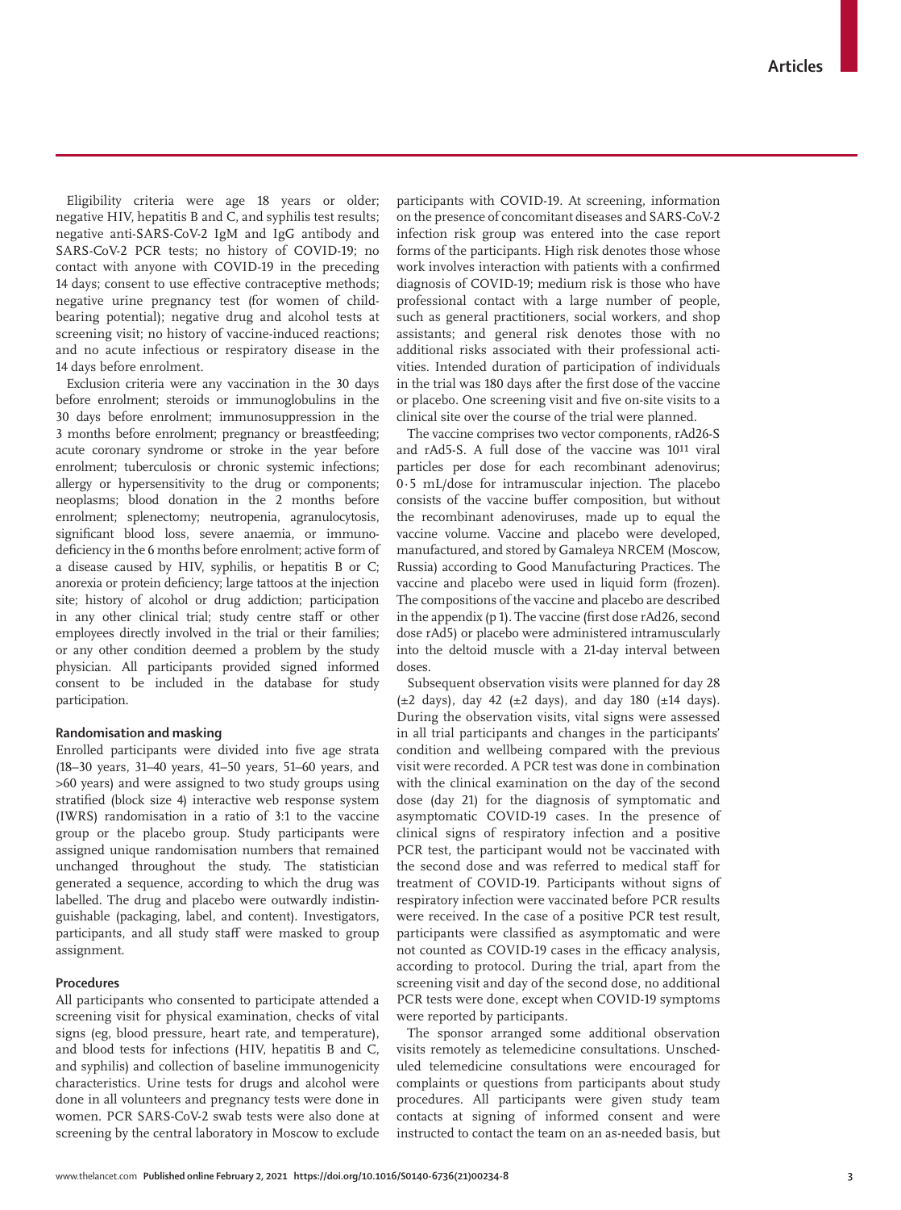Eligibility criteria were age 18 years or older; negative HIV, hepatitis B and C, and syphilis test results; negative anti-SARS-CoV-2 IgM and IgG antibody and SARS-CoV-2 PCR tests; no history of COVID-19; no contact with anyone with COVID-19 in the preceding 14 days; consent to use effective contraceptive methods; negative urine pregnancy test (for women of childbearing potential); negative drug and alcohol tests at screening visit; no history of vaccine-induced reactions; and no acute infectious or respiratory disease in the 14 days before enrolment.

Exclusion criteria were any vaccination in the 30 days before enrolment; steroids or immunoglobulins in the 30 days before enrolment; immunosuppression in the 3 months before enrolment; pregnancy or breastfeeding; acute coronary syndrome or stroke in the year before enrolment; tuberculosis or chronic systemic infections; allergy or hypersensitivity to the drug or components; neoplasms; blood donation in the 2 months before enrolment; splenectomy; neutropenia, agranulocytosis, significant blood loss, severe anaemia, or immunodeficiency in the 6 months before enrolment; active form of a disease caused by HIV, syphilis, or hepatitis B or C; anorexia or protein deficiency; large tattoos at the injection site; history of alcohol or drug addiction; participation in any other clinical trial; study centre staff or other employees directly involved in the trial or their families; or any other condition deemed a problem by the study physician. All participants provided signed informed consent to be included in the database for study participation.

### Randomisation and masking

Enrolled participants were divided into five age strata (18–30 years, 31–40 years, 41–50 years, 51–60 years, and >60 years) and were assigned to two study groups using stratified (block size 4) interactive web response system (IWRS) randomisation in a ratio of 3:1 to the vaccine group or the placebo group. Study participants were assigned unique randomisation numbers that remained unchanged throughout the study. The statistician generated a sequence, according to which the drug was labelled. The drug and placebo were outwardly indistinguishable (packaging, label, and content). Investigators, participants, and all study staff were masked to group assignment.

### Procedures

All participants who consented to participate attended a screening visit for physical examination, checks of vital signs (eg, blood pressure, heart rate, and temperature), and blood tests for infections (HIV, hepatitis B and C, and syphilis) and collection of baseline immunogenicity characteristics. Urine tests for drugs and alcohol were done in all volunteers and pregnancy tests were done in women. PCR SARS-CoV-2 swab tests were also done at screening by the central laboratory in Moscow to exclude participants with COVID-19. At screening, information on the presence of concomitant diseases and SARS-CoV-2 infection risk group was entered into the case report forms of the participants. High risk denotes those whose work involves interaction with patients with a confirmed diagnosis of COVID-19; medium risk is those who have professional contact with a large number of people, such as general practitioners, social workers, and shop assistants; and general risk denotes those with no additional risks associated with their professional activities. Intended duration of participation of individuals in the trial was 180 days after the first dose of the vaccine or placebo. One screening visit and five on-site visits to a clinical site over the course of the trial were planned.

The vaccine comprises two vector components, rAd26-S and rAd5-S. A full dose of the vaccine was $10^{11}$ viral particles per dose for each recombinant adenovirus; 0·5 mL/dose for intramuscular injection. The placebo consists of the vaccine buffer composition, but without the recombinant adenoviruses, made up to equal the vaccine volume. Vaccine and placebo were developed, manufactured, and stored by Gamaleya NRCEM (Moscow, Russia) according to Good Manufacturing Practices. The vaccine and placebo were used in liquid form (frozen). The compositions of the vaccine and placebo are described in the appendix (p 1). The vaccine (first dose rAd26, second dose rAd5) or placebo were administered intramuscularly into the deltoid muscle with a 21-day interval between doses.

Subsequent observation visits were planned for day 28 (±2 days), day 42 (±2 days), and day 180 (±14 days). During the observation visits, vital signs were assessed in all trial participants and changes in the participants' condition and wellbeing compared with the previous visit were recorded. A PCR test was done in combination with the clinical examination on the day of the second dose (day 21) for the diagnosis of symptomatic and asymptomatic COVID-19 cases. In the presence of clinical signs of respiratory infection and a positive PCR test, the participant would not be vaccinated with the second dose and was referred to medical staff for treatment of COVID-19. Participants without signs of respiratory infection were vaccinated before PCR results were received. In the case of a positive PCR test result, participants were classified as asymptomatic and were not counted as COVID-19 cases in the efficacy analysis, according to protocol. During the trial, apart from the screening visit and day of the second dose, no additional PCR tests were done, except when COVID-19 symptoms were reported by participants.

The sponsor arranged some additional observation visits remotely as telemedicine consultations. Unscheduled telemedicine consultations were encouraged for complaints or questions from participants about study procedures. All participants were given study team contacts at signing of informed consent and were instructed to contact the team on an as-needed basis, but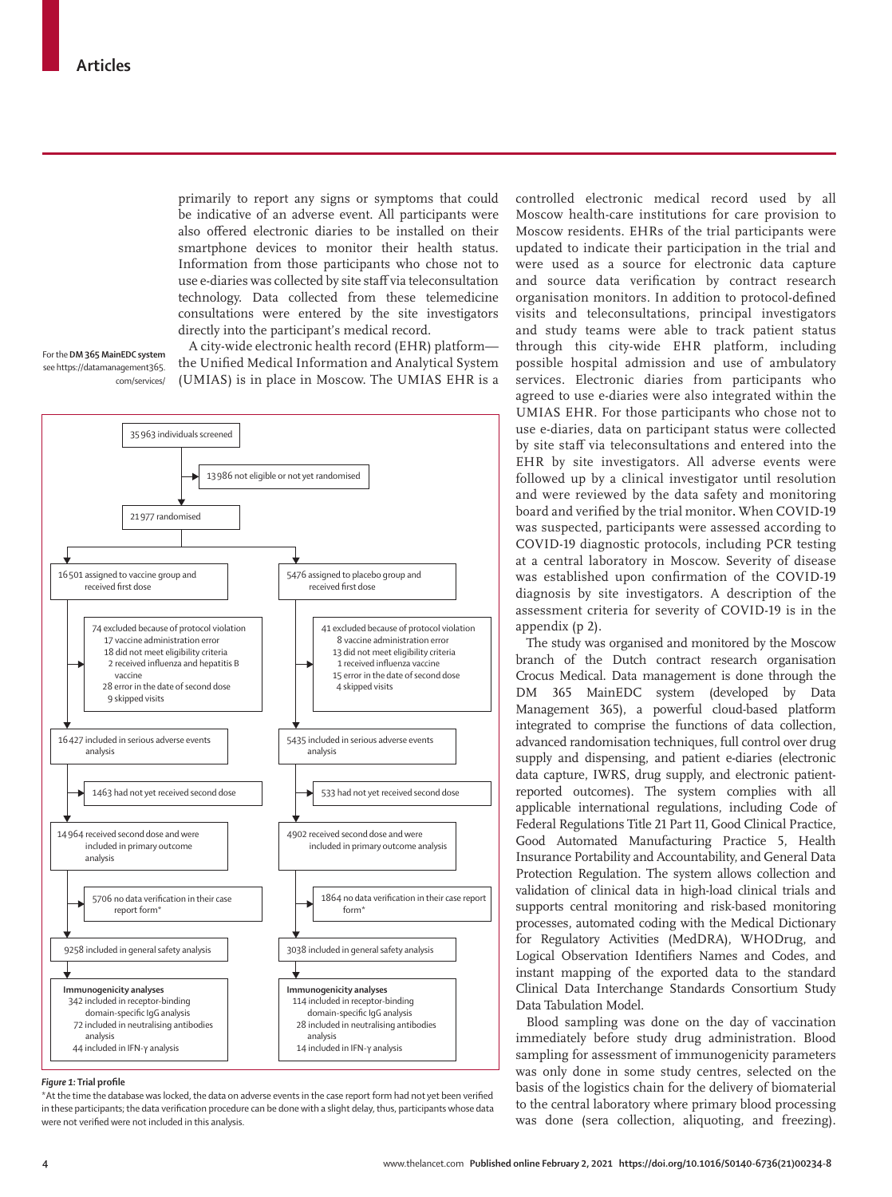primarily to report any signs or symptoms that could be indicative of an adverse event. All participants were also offered electronic diaries to be installed on their smartphone devices to monitor their health status. Information from those participants who chose not to use e-diaries was collected by site staff via teleconsultation technology. Data collected from these telemedicine consultations were entered by the site investigators directly into the participant's medical record.

For the **DM 365 MainEDC system** see https://datamanagement365.com/services/

A city-wide electronic health record (EHR) platform—the Unified Medical Information and Analytical System (UMIAS) is in place in Moscow. The UMIAS EHR is a controlled electronic medical record used by all Moscow health-care institutions for care provision to Moscow residents. EHRs of the trial participants were updated to indicate their participation in the trial and were used as a source for electronic data capture and source data verification by contract research organisation monitors. In addition to protocol-defined visits and teleconsultations, principal investigators and study teams were able to track patient status through this city-wide EHR platform, including possible hospital admission and use of ambulatory services. Electronic diaries from participants who agreed to use e-diaries were also integrated within the UMIAS EHR. For those participants who chose not to use e-diaries, data on participant status were collected by site staff via teleconsultations and entered into the EHR by site investigators. All adverse events were followed up by a clinical investigator until resolution and were reviewed by the data safety and monitoring board and verified by the trial monitor. When COVID-19 was suspected, participants were assessed according to COVID-19 diagnostic protocols, including PCR testing at a central laboratory in Moscow. Severity of disease was established upon confirmation of the COVID-19 diagnosis by site investigators. A description of the assessment criteria for severity of COVID-19 is in the appendix (p 2).

The study was organised and monitored by the Moscow branch of the Dutch contract research organisation Crocus Medical. Data management is done through the DM 365 MainEDC system (developed by Data Management 365), a powerful cloud-based platform integrated to comprise the functions of data collection, advanced randomisation techniques, full control over drug supply and dispensing, and patient e-diaries (electronic data capture, IWRS, drug supply, and electronic patient-reported outcomes). The system complies with all applicable international regulations, including Code of Federal Regulations Title 21 Part 11, Good Clinical Practice, Good Automated Manufacturing Practice 5, Health Insurance Portability and Accountability, and General Data Protection Regulation. The system allows collection and validation of clinical data in high-load clinical trials and supports central monitoring and risk-based monitoring processes, automated coding with the Medical Dictionary for Regulatory Activities (MedDRA), WHODrug, and Logical Observation Identifiers Names and Codes, and instant mapping of the exported data to the standard Clinical Data Interchange Standards Consortium Study Data Tabulation Model.

Blood sampling was done on the day of vaccination immediately before study drug administration. Blood sampling for assessment of immunogenicity parameters was only done in some study centres, selected on the basis of the logistics chain for the delivery of biomaterial to the central laboratory where primary blood processing was done (sera collection, aliquoting, and freezing).

35 963 individuals screened
→ 13 986 not eligible or not yet randomised

21 977 randomised

| Vaccine group | Placebo group |
|---|---|
| 16 501 assigned to vaccine group and received first dose | 5476 assigned to placebo group and received first dose |
| → 74 excluded because of protocol violation: 17 vaccine administration error; 18 did not meet eligibility criteria; 2 received influenza and hepatitis B vaccine; 28 error in the date of second dose; 9 skipped visits | → 41 excluded because of protocol violation: 8 vaccine administration error; 13 did not meet eligibility criteria; 1 received influenza vaccine; 15 error in the date of second dose; 4 skipped visits |
| 16 427 included in serious adverse events analysis | 5435 included in serious adverse events analysis |
| → 1463 had not yet received second dose | → 533 had not yet received second dose |
| 14 964 received second dose and were included in primary outcome analysis | 4902 received second dose and were included in primary outcome analysis |
| → 5706 no data verification in their case report form* | → 1864 no data verification in their case report form* |
| 9258 included in general safety analysis | 3038 included in general safety analysis |
| Immunogenicity analyses: 342 included in receptor-binding domain-specific IgG analysis; 72 included in neutralising antibodies analysis; 44 included in IFN-γ analysis | Immunogenicity analyses: 114 included in receptor-binding domain-specific IgG analysis; 28 included in neutralising antibodies analysis; 14 included in IFN-γ analysis |

***Figure 1:*** **Trial profile**

*At the time the database was locked, the data on adverse events in the case report form had not yet been verified in these participants; the data verification procedure can be done with a slight delay, thus, participants whose data were not verified were not included in this analysis.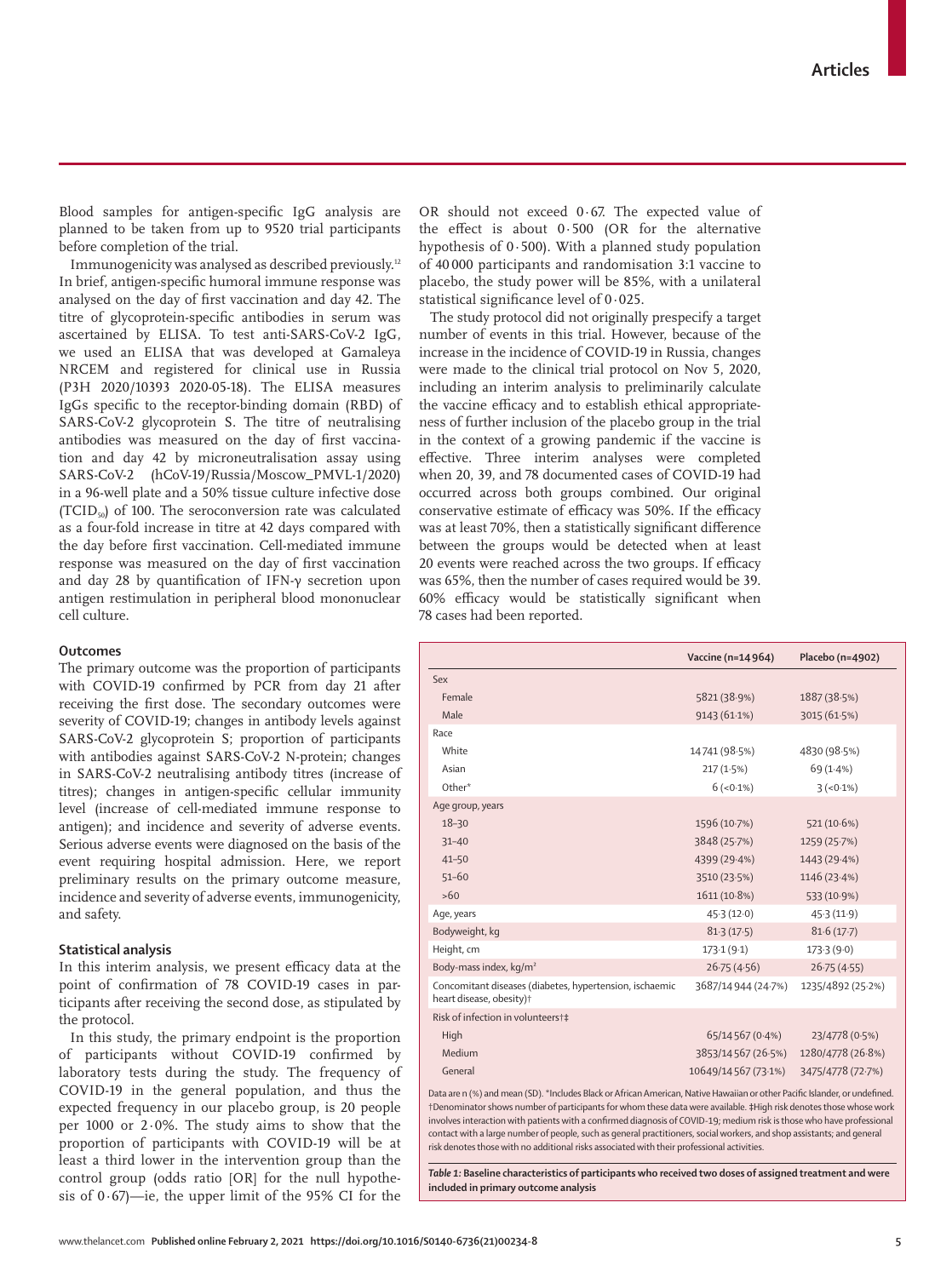Blood samples for antigen-specific IgG analysis are planned to be taken from up to 9520 trial participants before completion of the trial.

Immunogenicity was analysed as described previously.[12] In brief, antigen-specific humoral immune response was analysed on the day of first vaccination and day 42. The titre of glycoprotein-specific antibodies in serum was ascertained by ELISA. To test anti-SARS-CoV-2 IgG, we used an ELISA that was developed at Gamaleya NRCEM and registered for clinical use in Russia (P3H 2020/10393 2020-05-18). The ELISA measures IgGs specific to the receptor-binding domain (RBD) of SARS-CoV-2 glycoprotein S. The titre of neutralising antibodies was measured on the day of first vaccination and day 42 by microneutralisation assay using SARS-CoV-2 (hCoV-19/Russia/Moscow_PMVL-1/2020) in a 96-well plate and a 50% tissue culture infective dose ($TCID_{50}$) of 100. The seroconversion rate was calculated as a four-fold increase in titre at 42 days compared with the day before first vaccination. Cell-mediated immune response was measured on the day of first vaccination and day 28 by quantification of IFN-γ secretion upon antigen restimulation in peripheral blood mononuclear cell culture.

### Outcomes

The primary outcome was the proportion of participants with COVID-19 confirmed by PCR from day 21 after receiving the first dose. The secondary outcomes were severity of COVID-19; changes in antibody levels against SARS-CoV-2 glycoprotein S; proportion of participants with antibodies against SARS-CoV-2 N-protein; changes in SARS-CoV-2 neutralising antibody titres (increase of titres); changes in antigen-specific cellular immunity level (increase of cell-mediated immune response to antigen); and incidence and severity of adverse events. Serious adverse events were diagnosed on the basis of the event requiring hospital admission. Here, we report preliminary results on the primary outcome measure, incidence and severity of adverse events, immunogenicity, and safety.

### Statistical analysis

In this interim analysis, we present efficacy data at the point of confirmation of 78 COVID-19 cases in participants after receiving the second dose, as stipulated by the protocol.

In this study, the primary endpoint is the proportion of participants without COVID-19 confirmed by laboratory tests during the study. The frequency of COVID-19 in the general population, and thus the expected frequency in our placebo group, is 20 people per 1000 or 2·0%. The study aims to show that the proportion of participants with COVID-19 will be at least a third lower in the intervention group than the control group (odds ratio [OR] for the null hypothesis of 0·67)—ie, the upper limit of the 95% CI for the OR should not exceed 0·67. The expected value of the effect is about 0·500 (OR for the alternative hypothesis of 0·500). With a planned study population of 40 000 participants and randomisation 3:1 vaccine to placebo, the study power will be 85%, with a unilateral statistical significance level of 0·025.

The study protocol did not originally prespecify a target number of events in this trial. However, because of the increase in the incidence of COVID-19 in Russia, changes were made to the clinical trial protocol on Nov 5, 2020, including an interim analysis to preliminarily calculate the vaccine efficacy and to establish ethical appropriateness of further inclusion of the placebo group in the trial in the context of a growing pandemic if the vaccine is effective. Three interim analyses were completed when 20, 39, and 78 documented cases of COVID-19 had occurred across both groups combined. Our original conservative estimate of efficacy was 50%. If the efficacy was at least 70%, then a statistically significant difference between the groups would be detected when at least 20 events were reached across the two groups. If efficacy was 65%, then the number of cases required would be 39. 60% efficacy would be statistically significant when 78 cases had been reported.

| | Vaccine (n=14 964) | Placebo (n=4902) |
|---|---|---|
| Sex | | |
| Female | 5821 (38·9%) | 1887 (38·5%) |
| Male | 9143 (61·1%) | 3015 (61·5%) |
| Race | | |
| White | 14 741 (98·5%) | 4830 (98·5%) |
| Asian | 217 (1·5%) | 69 (1·4%) |
| Other* | 6 (<0·1%) | 3 (<0·1%) |
| Age group, years | | |
| 18–30 | 1596 (10·7%) | 521 (10·6%) |
| 31–40 | 3848 (25·7%) | 1259 (25·7%) |
| 41–50 | 4399 (29·4%) | 1443 (29·4%) |
| 51–60 | 3510 (23·5%) | 1146 (23·4%) |
| >60 | 1611 (10·8%) | 533 (10·9%) |
| Age, years | 45·3 (12·0) | 45·3 (11·9) |
| Bodyweight, kg | 81·3 (17·5) | 81·6 (17·7) |
| Height, cm | 173·1 (9·1) | 173·3 (9·0) |
| Body-mass index, kg/m² | 26·75 (4·56) | 26·75 (4·55) |
| Concomitant diseases (diabetes, hypertension, ischaemic heart disease, obesity)† | 3687/14 944 (24·7%) | 1235/4892 (25·2%) |
| Risk of infection in volunteers†‡ | | |
| High | 65/14 567 (0·4%) | 23/4778 (0·5%) |
| Medium | 3853/14 567 (26·5%) | 1280/4778 (26·8%) |
| General | 10 649/14 567 (73·1%) | 3475/4778 (72·7%) |

Data are n (%) and mean (SD). *Includes Black or African American, Native Hawaiian or other Pacific Islander, or undefined. †Denominator shows number of participants for whom these data were available. ‡High risk denotes those whose work involves interaction with patients with a confirmed diagnosis of COVID-19; medium risk is those who have professional contact with a large number of people, such as general practitioners, social workers, and shop assistants; and general risk denotes those with no additional risks associated with their professional activities.

*Table 1:* **Baseline characteristics of participants who received two doses of assigned treatment and were included in primary outcome analysis**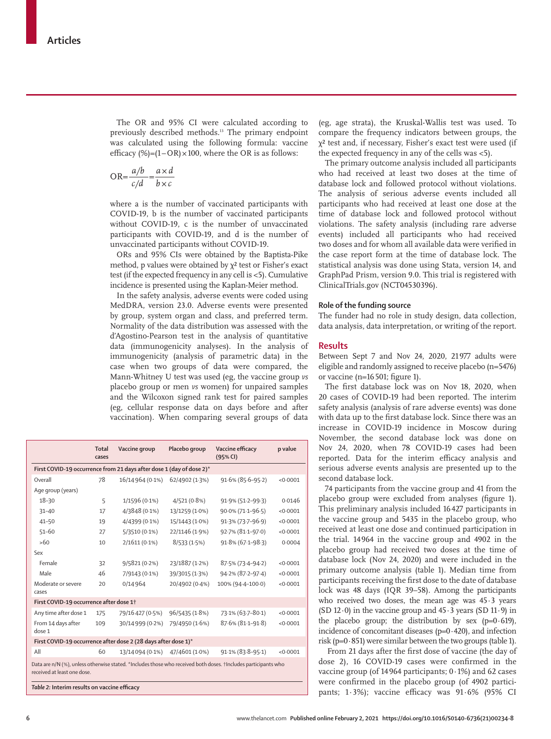The OR and 95% CI were calculated according to previously described methods.[13] The primary endpoint was calculated using the following formula: vaccine efficacy (%)=(1–OR)×100, where the OR is as follows:

$$OR = \frac{a/b}{c/d} = \frac{a \times d}{b \times c}$$

where a is the number of vaccinated participants with COVID-19, b is the number of vaccinated participants without COVID-19, c is the number of unvaccinated participants with COVID-19, and d is the number of unvaccinated participants without COVID-19.

ORs and 95% CIs were obtained by the Baptista-Pike method, p values were obtained by $\chi^2$ test or Fisher's exact test (if the expected frequency in any cell is <5). Cumulative incidence is presented using the Kaplan-Meier method.

In the safety analysis, adverse events were coded using MedDRA, version 23.0. Adverse events were presented by group, system organ and class, and preferred term. Normality of the data distribution was assessed with the d'Agostino-Pearson test in the analysis of quantitative data (immunogenicity analyses). In the analysis of immunogenicity (analysis of parametric data) in the case when two groups of data were compared, the Mann-Whitney U test was used (eg, the vaccine group *vs* placebo group or men *vs* women) for unpaired samples and the Wilcoxon signed rank test for paired samples (eg, cellular response data on days before and after vaccination). When comparing several groups of data (eg, age strata), the Kruskal-Wallis test was used. To compare the frequency indicators between groups, the $\chi^2$ test and, if necessary, Fisher's exact test were used (if the expected frequency in any of the cells was <5).

The primary outcome analysis included all participants who had received at least two doses at the time of database lock and followed protocol without violations. The analysis of serious adverse events included all participants who had received at least one dose at the time of database lock and followed protocol without violations. The safety analysis (including rare adverse events) included all participants who had received two doses and for whom all available data were verified in the case report form at the time of database lock. The statistical analysis was done using Stata, version 14, and GraphPad Prism, version 9.0. This trial is registered with ClinicalTrials.gov (NCT04530396).

### Role of the funding source

The funder had no role in study design, data collection, data analysis, data interpretation, or writing of the report.

## Results

Between Sept 7 and Nov 24, 2020, 21 977 adults were eligible and randomly assigned to receive placebo (n=5476) or vaccine (n=16 501; figure 1).

The first database lock was on Nov 18, 2020, when 20 cases of COVID-19 had been reported. The interim safety analysis (analysis of rare adverse events) was done with data up to the first database lock. Since there was an increase in COVID-19 incidence in Moscow during November, the second database lock was done on Nov 24, 2020, when 78 COVID-19 cases had been reported. Data for the interim efficacy analysis and serious adverse events analysis are presented up to the second database lock.

74 participants from the vaccine group and 41 from the placebo group were excluded from analyses (figure 1). This preliminary analysis included 16 427 participants in the vaccine group and 5435 in the placebo group, who received at least one dose and continued participation in the trial. 14 964 in the vaccine group and 4902 in the placebo group had received two doses at the time of database lock (Nov 24, 2020) and were included in the primary outcome analysis (table 1). Median time from participants receiving the first dose to the date of database lock was 48 days (IQR 39–58). Among the participants who received two doses, the mean age was 45·3 years (SD 12·0) in the vaccine group and 45·3 years (SD 11·9) in the placebo group; the distribution by sex (p=0·619), incidence of concomitant diseases (p=0·420), and infection risk (p=0·851) were similar between the two groups (table 1).

From 21 days after the first dose of vaccine (the day of dose 2), 16 COVID-19 cases were confirmed in the vaccine group (of 14 964 participants; 0·1%) and 62 cases were confirmed in the placebo group (of 4902 participants; 1·3%); vaccine efficacy was 91·6% (95% CI

| | Total cases | Vaccine group | Placebo group | Vaccine efficacy (95% CI) | p value |
|---|---|---|---|---|---|
| **First COVID-19 occurrence from 21 days after dose 1 (day of dose 2)*** | | | | | |
| Overall | 78 | 16/14 964 (0·1%) | 62/4902 (1·3%) | 91·6% (85·6–95·2) | <0·0001 |
| Age group (years) | | | | | |
| 18–30 | 5 | 1/1596 (0·1%) | 4/521 (0·8%) | 91·9% (51·2–99·3) | 0·0146 |
| 31–40 | 17 | 4/3848 (0·1%) | 13/1259 (1·0%) | 90·0% (71·1–96·5) | <0·0001 |
| 41–50 | 19 | 4/4399 (0·1%) | 15/1443 (1·0%) | 91·3% (73·7–96·9) | <0·0001 |
| 51–60 | 27 | 5/3510 (0·1%) | 22/1146 (1·9%) | 92·7% (81·1–97·0) | <0·0001 |
| >60 | 10 | 2/1611 (0·1%) | 8/533 (1·5%) | 91·8% (67·1–98·3) | 0·0004 |
| Sex | | | | | |
| Female | 32 | 9/5821 (0·2%) | 23/1887 (1·2%) | 87·5% (73·4–94·2) | <0·0001 |
| Male | 46 | 7/9143 (0·1%) | 39/3015 (1·3%) | 94·2% (87·2–97·4) | <0·0001 |
| Moderate or severe cases | 20 | 0/14 964 | 20/4902 (0·4%) | 100% (94·4–100·0) | <0·0001 |
| **First COVID-19 occurrence after dose 1†** | | | | | |
| Any time after dose 1 | 175 | 79/16 427 (0·5%) | 96/5435 (1·8%) | 73·1% (63·7–80·1) | <0·0001 |
| From 14 days after dose 1 | 109 | 30/14 999 (0·2%) | 79/4950 (1·6%) | 87·6% (81·1–91·8) | <0·0001 |
| **First COVID-19 occurrence after dose 2 (28 days after dose 1)*** | | | | | |
| All | 60 | 13/14 094 (0·1%) | 47/4601 (1·0%) | 91·1% (83·8–95·1) | <0·0001 |

Data are n/N (%), unless otherwise stated. *Includes those who received both doses. †Includes participants who received at least one dose.

**Table 2:** Interim results on vaccine efficacy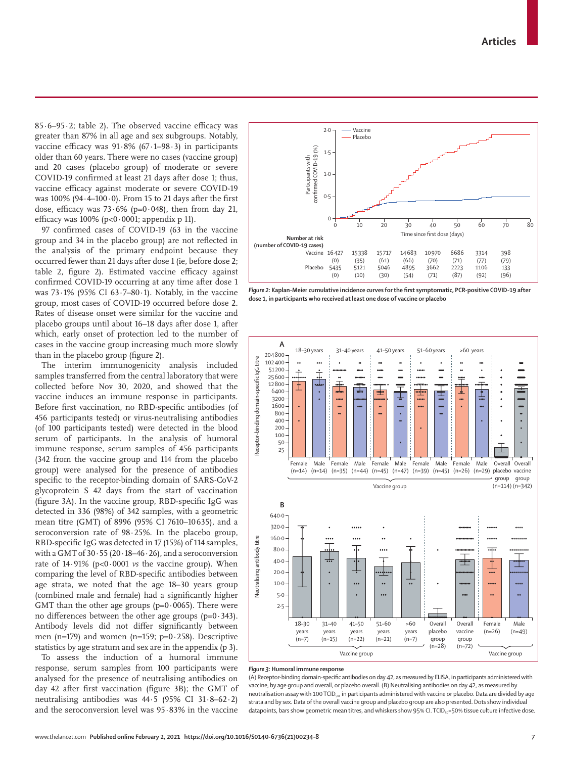85·6–95·2; table 2). The observed vaccine efficacy was greater than 87% in all age and sex subgroups. Notably, vaccine efficacy was 91·8% (67·1–98·3) in participants older than 60 years. There were no cases (vaccine group) and 20 cases (placebo group) of moderate or severe COVID-19 confirmed at least 21 days after dose 1; thus, vaccine efficacy against moderate or severe COVID-19 was 100% (94·4–100·0). From 15 to 21 days after the first dose, efficacy was 73·6% (p=0·048), then from day 21, efficacy was 100% (p<0·0001; appendix p 11).

97 confirmed cases of COVID-19 (63 in the vaccine group and 34 in the placebo group) are not reflected in the analysis of the primary endpoint because they occurred fewer than 21 days after dose 1 (ie, before dose 2; table 2, figure 2). Estimated vaccine efficacy against confirmed COVID-19 occurring at any time after dose 1 was 73·1% (95% CI 63·7–80·1). Notably, in the vaccine group, most cases of COVID-19 occurred before dose 2. Rates of disease onset were similar for the vaccine and placebo groups until about 16–18 days after dose 1, after which, early onset of protection led to the number of cases in the vaccine group increasing much more slowly than in the placebo group (figure 2).

The interim immunogenicity analysis included samples transferred from the central laboratory that were collected before Nov 30, 2020, and showed that the vaccine induces an immune response in participants. Before first vaccination, no RBD-specific antibodies (of 456 participants tested) or virus-neutralising antibodies (of 100 participants tested) were detected in the blood serum of participants. In the analysis of humoral immune response, serum samples of 456 participants (342 from the vaccine group and 114 from the placebo group) were analysed for the presence of antibodies specific to the receptor-binding domain of SARS-CoV-2 glycoprotein S 42 days from the start of vaccination (figure 3A). In the vaccine group, RBD-specific IgG was detected in 336 (98%) of 342 samples, with a geometric mean titre (GMT) of 8996 (95% CI 7610–10 635), and a seroconversion rate of 98·25%. In the placebo group, RBD-specific IgG was detected in 17 (15%) of 114 samples, with a GMT of 30·55 (20·18–46·26), and a seroconversion rate of 14·91% (p<0·0001 *vs* the vaccine group). When comparing the level of RBD-specific antibodies between age strata, we noted that the age 18–30 years group (combined male and female) had a significantly higher GMT than the other age groups (p=0·0065). There were no differences between the other age groups (p=0·343). Antibody levels did not differ significantly between men (n=179) and women (n=159; p=0·258). Descriptive statistics by age stratum and sex are in the appendix (p 3).

To assess the induction of a humoral immune response, serum samples from 100 participants were analysed for the presence of neutralising antibodies on day 42 after first vaccination (figure 3B); the GMT of neutralising antibodies was 44·5 (95% CI 31·8–62·2) and the seroconversion level was 95·83% in the vaccine

| Number at risk (number of COVID-19 cases) | 0 | 10 | 20 | 30 | 40 | 50 | 60 | 70 |
|---|---|---|---|---|---|---|---|---|
| Vaccine | 16 427 (0) | 15 338 (35) | 15 717 (61) | 14 683 (66) | 10 970 (70) | 6686 (71) | 3314 (77) | 398 (79) |
| Placebo | 5435 (0) | 5121 (10) | 5046 (30) | 4895 (54) | 3662 (71) | 2223 (87) | 1106 (92) | 133 (96) |

*Figure 2:* **Kaplan-Meier cumulative incidence curves for the first symptomatic, PCR-positive COVID-19 after dose 1, in participants who received at least one dose of vaccine or placebo**

*Figure 3:* **Humoral immune response**

(A) Receptor-binding domain-specific antibodies on day 42, as measured by ELISA, in participants administered with vaccine, by age group and overall, or placebo overall. (B) Neutralising antibodies on day 42, as measured by neutralisation assay with 100 $TCID_{50}$, in participants administered with vaccine or placebo. Data are divided by age strata and by sex. Data of the overall vaccine group and placebo group are also presented. Dots show individual datapoints, bars show geometric mean titres, and whiskers show 95% CI. $TCID_{50}$=50% tissue culture infective dose.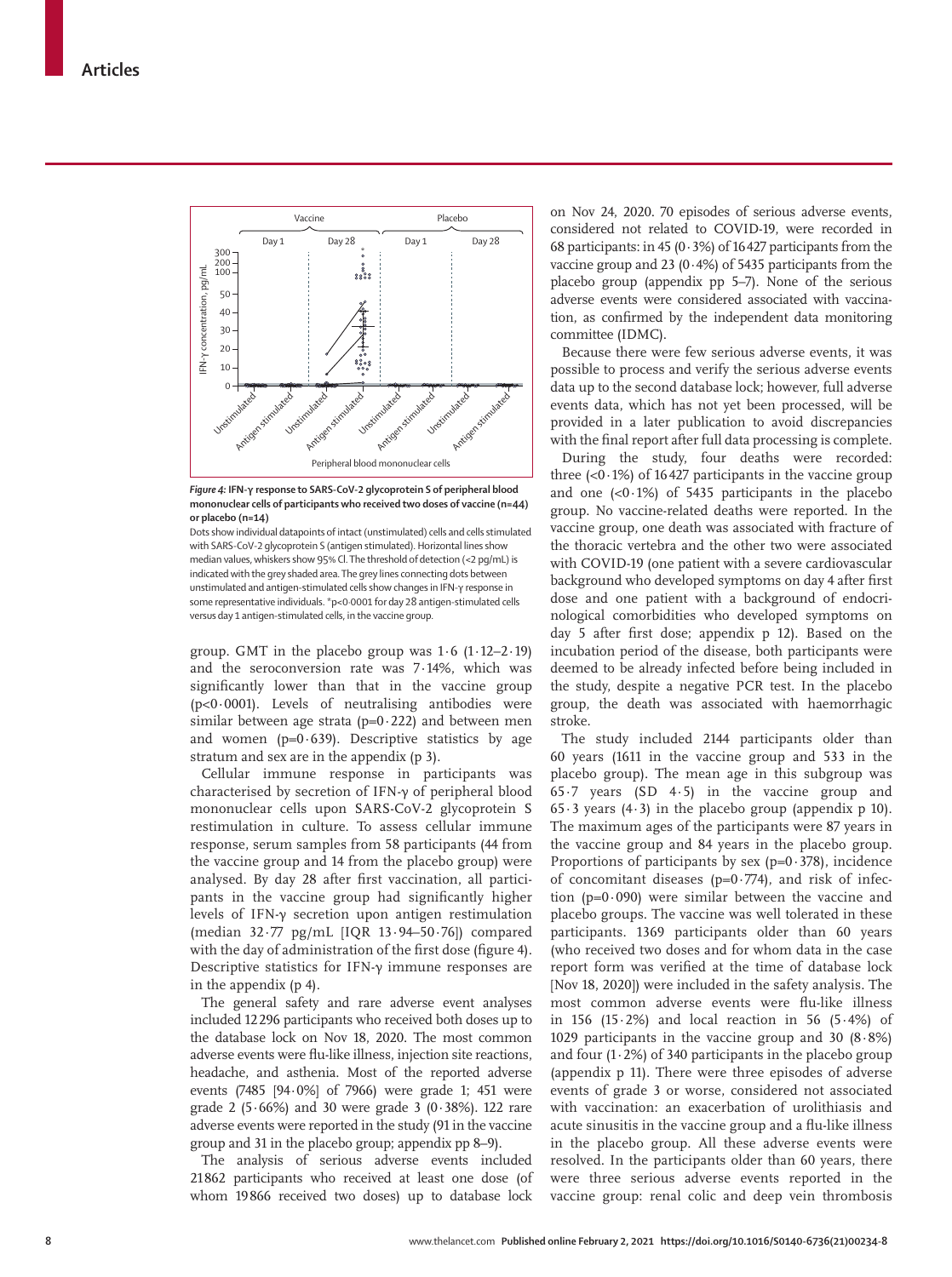Figure 4: IFN-γ response to SARS-CoV-2 glycoprotein S of peripheral blood mononuclear cells of participants who received two doses of vaccine (n=44) or placebo (n=14)

Dots show individual datapoints of intact (unstimulated) cells and cells stimulated with SARS-CoV-2 glycoprotein S (antigen stimulated). Horizontal lines show median values, whiskers show 95% CI. The threshold of detection (<2 pg/mL) is indicated with the grey shaded area. The grey lines connecting dots between unstimulated and antigen-stimulated cells show changes in IFN-γ response in some representative individuals. *p<0·0001 for day 28 antigen-stimulated cells versus day 1 antigen-stimulated cells, in the vaccine group.

group. GMT in the placebo group was 1·6 (1·12–2·19) and the seroconversion rate was 7·14%, which was significantly lower than that in the vaccine group (p<0·0001). Levels of neutralising antibodies were similar between age strata (p=0·222) and between men and women (p=0·639). Descriptive statistics by age stratum and sex are in the appendix (p 3).

Cellular immune response in participants was characterised by secretion of IFN-γ of peripheral blood mononuclear cells upon SARS-CoV-2 glycoprotein S restimulation in culture. To assess cellular immune response, serum samples from 58 participants (44 from the vaccine group and 14 from the placebo group) were analysed. By day 28 after first vaccination, all participants in the vaccine group had significantly higher levels of IFN-γ secretion upon antigen restimulation (median 32·77 pg/mL [IQR 13·94–50·76]) compared with the day of administration of the first dose (figure 4). Descriptive statistics for IFN-γ immune responses are in the appendix (p 4).

The general safety and rare adverse event analyses included 12 296 participants who received both doses up to the database lock on Nov 18, 2020. The most common adverse events were flu-like illness, injection site reactions, headache, and asthenia. Most of the reported adverse events (7485 [94·0%] of 7966) were grade 1; 451 were grade 2 (5·66%) and 30 were grade 3 (0·38%). 122 rare adverse events were reported in the study (91 in the vaccine group and 31 in the placebo group; appendix pp 8–9).

The analysis of serious adverse events included 21 862 participants who received at least one dose (of whom 19 866 received two doses) up to database lock on Nov 24, 2020. 70 episodes of serious adverse events, considered not related to COVID-19, were recorded in 68 participants: in 45 (0·3%) of 16 427 participants from the vaccine group and 23 (0·4%) of 5435 participants from the placebo group (appendix pp 5–7). None of the serious adverse events were considered associated with vaccination, as confirmed by the independent data monitoring committee (IDMC).

Because there were few serious adverse events, it was possible to process and verify the serious adverse events data up to the second database lock; however, full adverse events data, which has not yet been processed, will be provided in a later publication to avoid discrepancies with the final report after full data processing is complete.

During the study, four deaths were recorded: three (<0·1%) of 16 427 participants in the vaccine group and one (<0·1%) of 5435 participants in the placebo group. No vaccine-related deaths were reported. In the vaccine group, one death was associated with fracture of the thoracic vertebra and the other two were associated with COVID-19 (one patient with a severe cardiovascular background who developed symptoms on day 4 after first dose and one patient with a background of endocrinological comorbidities who developed symptoms on day 5 after first dose; appendix p 12). Based on the incubation period of the disease, both participants were deemed to be already infected before being included in the study, despite a negative PCR test. In the placebo group, the death was associated with haemorrhagic stroke.

The study included 2144 participants older than 60 years (1611 in the vaccine group and 533 in the placebo group). The mean age in this subgroup was 65·7 years (SD 4·5) in the vaccine group and 65·3 years (4·3) in the placebo group (appendix p 10). The maximum ages of the participants were 87 years in the vaccine group and 84 years in the placebo group. Proportions of participants by sex (p=0·378), incidence of concomitant diseases (p=0·774), and risk of infection (p=0·090) were similar between the vaccine and placebo groups. The vaccine was well tolerated in these participants. 1369 participants older than 60 years (who received two doses and for whom data in the case report form was verified at the time of database lock [Nov 18, 2020]) were included in the safety analysis. The most common adverse events were flu-like illness in 156 (15·2%) and local reaction in 56 (5·4%) of 1029 participants in the vaccine group and 30 (8·8%) and four (1·2%) of 340 participants in the placebo group (appendix p 11). There were three episodes of adverse events of grade 3 or worse, considered not associated with vaccination: an exacerbation of urolithiasis and acute sinusitis in the vaccine group and a flu-like illness in the placebo group. All these adverse events were resolved. In the participants older than 60 years, there were three serious adverse events reported in the vaccine group: renal colic and deep vein thrombosis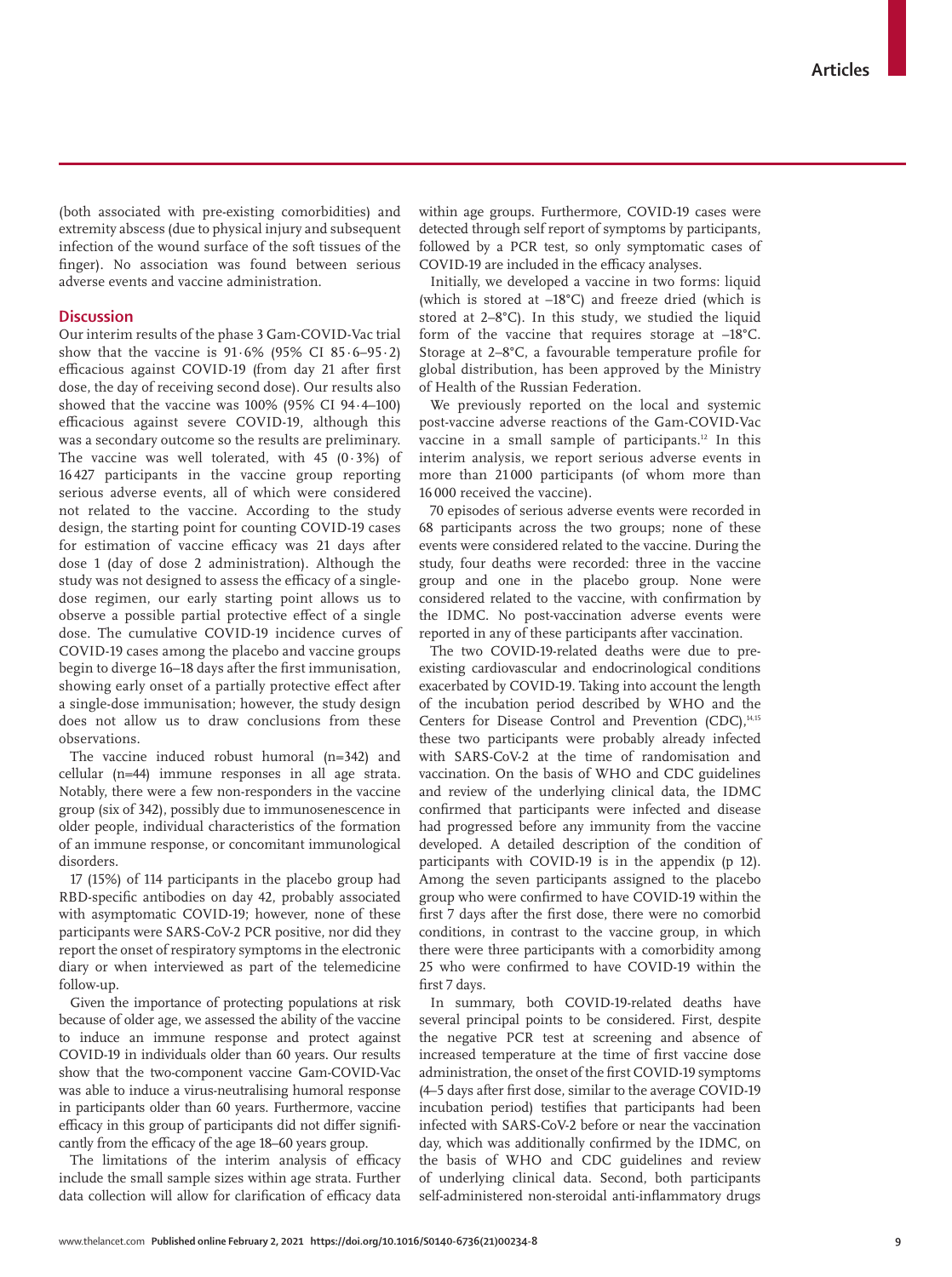(both associated with pre-existing comorbidities) and extremity abscess (due to physical injury and subsequent infection of the wound surface of the soft tissues of the finger). No association was found between serious adverse events and vaccine administration.

## Discussion

Our interim results of the phase 3 Gam-COVID-Vac trial show that the vaccine is 91·6% (95% CI 85·6–95·2) efficacious against COVID-19 (from day 21 after first dose, the day of receiving second dose). Our results also showed that the vaccine was 100% (95% CI 94·4–100) efficacious against severe COVID-19, although this was a secondary outcome so the results are preliminary. The vaccine was well tolerated, with 45 (0·3%) of 16 427 participants in the vaccine group reporting serious adverse events, all of which were considered not related to the vaccine. According to the study design, the starting point for counting COVID-19 cases for estimation of vaccine efficacy was 21 days after dose 1 (day of dose 2 administration). Although the study was not designed to assess the efficacy of a single-dose regimen, our early starting point allows us to observe a possible partial protective effect of a single dose. The cumulative COVID-19 incidence curves of COVID-19 cases among the placebo and vaccine groups begin to diverge 16–18 days after the first immunisation, showing early onset of a partially protective effect after a single-dose immunisation; however, the study design does not allow us to draw conclusions from these observations.

The vaccine induced robust humoral (n=342) and cellular (n=44) immune responses in all age strata. Notably, there were a few non-responders in the vaccine group (six of 342), possibly due to immunosenescence in older people, individual characteristics of the formation of an immune response, or concomitant immunological disorders.

17 (15%) of 114 participants in the placebo group had RBD-specific antibodies on day 42, probably associated with asymptomatic COVID-19; however, none of these participants were SARS-CoV-2 PCR positive, nor did they report the onset of respiratory symptoms in the electronic diary or when interviewed as part of the telemedicine follow-up.

Given the importance of protecting populations at risk because of older age, we assessed the ability of the vaccine to induce an immune response and protect against COVID-19 in individuals older than 60 years. Our results show that the two-component vaccine Gam-COVID-Vac was able to induce a virus-neutralising humoral response in participants older than 60 years. Furthermore, vaccine efficacy in this group of participants did not differ significantly from the efficacy of the age 18–60 years group.

The limitations of the interim analysis of efficacy include the small sample sizes within age strata. Further data collection will allow for clarification of efficacy data within age groups. Furthermore, COVID-19 cases were detected through self report of symptoms by participants, followed by a PCR test, so only symptomatic cases of COVID-19 are included in the efficacy analyses.

Initially, we developed a vaccine in two forms: liquid (which is stored at –18°C) and freeze dried (which is stored at 2–8°C). In this study, we studied the liquid form of the vaccine that requires storage at –18°C. Storage at 2–8°C, a favourable temperature profile for global distribution, has been approved by the Ministry of Health of the Russian Federation.

We previously reported on the local and systemic post-vaccine adverse reactions of the Gam-COVID-Vac vaccine in a small sample of participants.[12] In this interim analysis, we report serious adverse events in more than 21 000 participants (of whom more than 16 000 received the vaccine).

70 episodes of serious adverse events were recorded in 68 participants across the two groups; none of these events were considered related to the vaccine. During the study, four deaths were recorded: three in the vaccine group and one in the placebo group. None were considered related to the vaccine, with confirmation by the IDMC. No post-vaccination adverse events were reported in any of these participants after vaccination.

The two COVID-19-related deaths were due to pre-existing cardiovascular and endocrinological conditions exacerbated by COVID-19. Taking into account the length of the incubation period described by WHO and the Centers for Disease Control and Prevention (CDC),[14,15] these two participants were probably already infected with SARS-CoV-2 at the time of randomisation and vaccination. On the basis of WHO and CDC guidelines and review of the underlying clinical data, the IDMC confirmed that participants were infected and disease had progressed before any immunity from the vaccine developed. A detailed description of the condition of participants with COVID-19 is in the appendix (p 12). Among the seven participants assigned to the placebo group who were confirmed to have COVID-19 within the first 7 days after the first dose, there were no comorbid conditions, in contrast to the vaccine group, in which there were three participants with a comorbidity among 25 who were confirmed to have COVID-19 within the first 7 days.

In summary, both COVID-19-related deaths have several principal points to be considered. First, despite the negative PCR test at screening and absence of increased temperature at the time of first vaccine dose administration, the onset of the first COVID-19 symptoms (4–5 days after first dose, similar to the average COVID-19 incubation period) testifies that participants had been infected with SARS-CoV-2 before or near the vaccination day, which was additionally confirmed by the IDMC, on the basis of WHO and CDC guidelines and review of underlying clinical data. Second, both participants self-administered non-steroidal anti-inflammatory drugs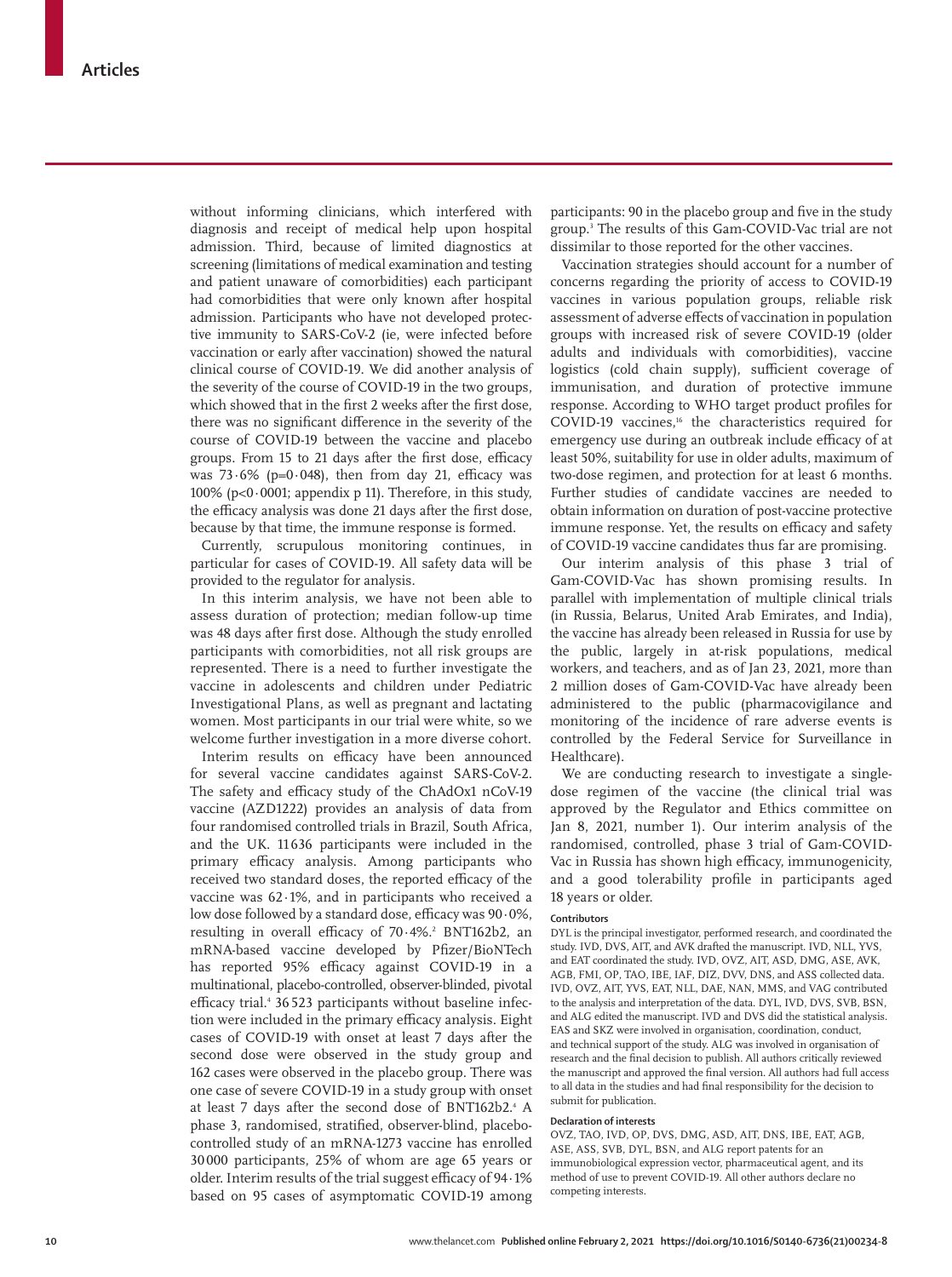without informing clinicians, which interfered with diagnosis and receipt of medical help upon hospital admission. Third, because of limited diagnostics at screening (limitations of medical examination and testing and patient unaware of comorbidities) each participant had comorbidities that were only known after hospital admission. Participants who have not developed protective immunity to SARS-CoV-2 (ie, were infected before vaccination or early after vaccination) showed the natural clinical course of COVID-19. We did another analysis of the severity of the course of COVID-19 in the two groups, which showed that in the first 2 weeks after the first dose, there was no significant difference in the severity of the course of COVID-19 between the vaccine and placebo groups. From 15 to 21 days after the first dose, efficacy was 73·6% ($p=0·048$), then from day 21, efficacy was 100% ($p<0·0001$; appendix p 11). Therefore, in this study, the efficacy analysis was done 21 days after the first dose, because by that time, the immune response is formed.

Currently, scrupulous monitoring continues, in particular for cases of COVID-19. All safety data will be provided to the regulator for analysis.

In this interim analysis, we have not been able to assess duration of protection; median follow-up time was 48 days after first dose. Although the study enrolled participants with comorbidities, not all risk groups are represented. There is a need to further investigate the vaccine in adolescents and children under Pediatric Investigational Plans, as well as pregnant and lactating women. Most participants in our trial were white, so we welcome further investigation in a more diverse cohort.

Interim results on efficacy have been announced for several vaccine candidates against SARS-CoV-2. The safety and efficacy study of the ChAdOx1 nCoV-19 vaccine (AZD1222) provides an analysis of data from four randomised controlled trials in Brazil, South Africa, and the UK. 11636 participants were included in the primary efficacy analysis. Among participants who received two standard doses, the reported efficacy of the vaccine was 62·1%, and in participants who received a low dose followed by a standard dose, efficacy was 90·0%, resulting in overall efficacy of 70·4%.[2] BNT162b2, an mRNA-based vaccine developed by Pfizer/BioNTech has reported 95% efficacy against COVID-19 in a multinational, placebo-controlled, observer-blinded, pivotal efficacy trial.[4] 36523 participants without baseline infection were included in the primary efficacy analysis. Eight cases of COVID-19 with onset at least 7 days after the second dose were observed in the study group and 162 cases were observed in the placebo group. There was one case of severe COVID-19 in a study group with onset at least 7 days after the second dose of BNT162b2.[4] A phase 3, randomised, stratified, observer-blind, placebo-controlled study of an mRNA-1273 vaccine has enrolled 30000 participants, 25% of whom are age 65 years or older. Interim results of the trial suggest efficacy of 94·1% based on 95 cases of asymptomatic COVID-19 among participants: 90 in the placebo group and five in the study group.[3] The results of this Gam-COVID-Vac trial are not dissimilar to those reported for the other vaccines.

Vaccination strategies should account for a number of concerns regarding the priority of access to COVID-19 vaccines in various population groups, reliable risk assessment of adverse effects of vaccination in population groups with increased risk of severe COVID-19 (older adults and individuals with comorbidities), vaccine logistics (cold chain supply), sufficient coverage of immunisation, and duration of protective immune response. According to WHO target product profiles for COVID-19 vaccines,[16] the characteristics required for emergency use during an outbreak include efficacy of at least 50%, suitability for use in older adults, maximum of two-dose regimen, and protection for at least 6 months. Further studies of candidate vaccines are needed to obtain information on duration of post-vaccine protective immune response. Yet, the results on efficacy and safety of COVID-19 vaccine candidates thus far are promising.

Our interim analysis of this phase 3 trial of Gam-COVID-Vac has shown promising results. In parallel with implementation of multiple clinical trials (in Russia, Belarus, United Arab Emirates, and India), the vaccine has already been released in Russia for use by the public, largely in at-risk populations, medical workers, and teachers, and as of Jan 23, 2021, more than 2 million doses of Gam-COVID-Vac have already been administered to the public (pharmacovigilance and monitoring of the incidence of rare adverse events is controlled by the Federal Service for Surveillance in Healthcare).

We are conducting research to investigate a single-dose regimen of the vaccine (the clinical trial was approved by the Regulator and Ethics committee on Jan 8, 2021, number 1). Our interim analysis of the randomised, controlled, phase 3 trial of Gam-COVID-Vac in Russia has shown high efficacy, immunogenicity, and a good tolerability profile in participants aged 18 years or older.

#### Contributors

DYL is the principal investigator, performed research, and coordinated the study. IVD, DVS, AIT, and AVK drafted the manuscript. IVD, NLL, YVS, and EAT coordinated the study. IVD, OVZ, AIT, ASD, DMG, ASE, AVK, AGB, FMI, OP, TAO, IBE, IAF, DIZ, DVV, DNS, and ASS collected data. IVD, OVZ, AIT, YVS, EAT, NLL, DAE, NAN, MMS, and VAG contributed to the analysis and interpretation of the data. DYL, IVD, DVS, SVB, BSN, and ALG edited the manuscript. IVD and DVS did the statistical analysis. EAS and SKZ were involved in organisation, coordination, conduct, and technical support of the study. ALG was involved in organisation of research and the final decision to publish. All authors critically reviewed the manuscript and approved the final version. All authors had full access to all data in the studies and had final responsibility for the decision to submit for publication.

#### Declaration of interests

OVZ, TAO, IVD, OP, DVS, DMG, ASD, AIT, DNS, IBE, EAT, AGB, ASE, ASS, SVB, DYL, BSN, and ALG report patents for an immunobiological expression vector, pharmaceutical agent, and its method of use to prevent COVID-19. All other authors declare no competing interests.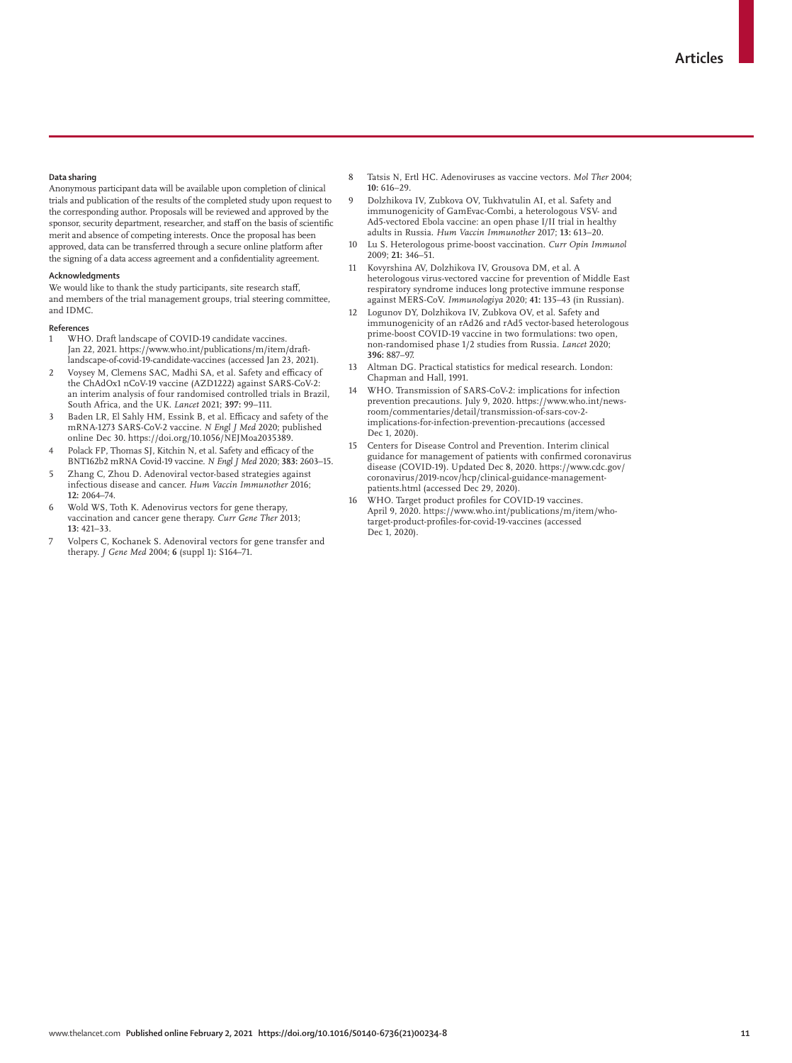### Data sharing

Anonymous participant data will be available upon completion of clinical trials and publication of the results of the completed study upon request to the corresponding author. Proposals will be reviewed and approved by the sponsor, security department, researcher, and staff on the basis of scientific merit and absence of competing interests. Once the proposal has been approved, data can be transferred through a secure online platform after the signing of a data access agreement and a confidentiality agreement.

### Acknowledgments

We would like to thank the study participants, site research staff, and members of the trial management groups, trial steering committee, and IDMC.

### References

1. WHO. Draft landscape of COVID-19 candidate vaccines. Jan 22, 2021. https://www.who.int/publications/m/item/draft-landscape-of-covid-19-candidate-vaccines (accessed Jan 23, 2021).
2. Voysey M, Clemens SAC, Madhi SA, et al. Safety and efficacy of the ChAdOx1 nCoV-19 vaccine (AZD1222) against SARS-CoV-2: an interim analysis of four randomised controlled trials in Brazil, South Africa, and the UK. *Lancet* 2021; **397:** 99–111.
3. Baden LR, El Sahly HM, Essink B, et al. Efficacy and safety of the mRNA-1273 SARS-CoV-2 vaccine. *N Engl J Med* 2020; published online Dec 30. https://doi.org/10.1056/NEJMoa2035389.
4. Polack FP, Thomas SJ, Kitchin N, et al. Safety and efficacy of the BNT162b2 mRNA Covid-19 vaccine. *N Engl J Med* 2020; **383:** 2603–15.
5. Zhang C, Zhou D. Adenoviral vector-based strategies against infectious disease and cancer. *Hum Vaccin Immunother* 2016; **12:** 2064–74.
6. Wold WS, Toth K. Adenovirus vectors for gene therapy, vaccination and cancer gene therapy. *Curr Gene Ther* 2013; **13:** 421–33.
7. Volpers C, Kochanek S. Adenoviral vectors for gene transfer and therapy. *J Gene Med* 2004; **6** (suppl 1)**:** S164–71.
8. Tatsis N, Ertl HC. Adenoviruses as vaccine vectors. *Mol Ther* 2004; **10:** 616–29.
9. Dolzhikova IV, Zubkova OV, Tukhvatulin AI, et al. Safety and immunogenicity of GamEvac-Combi, a heterologous VSV- and Ad5-vectored Ebola vaccine: an open phase I/II trial in healthy adults in Russia. *Hum Vaccin Immunother* 2017; **13:** 613–20.
10. Lu S. Heterologous prime-boost vaccination. *Curr Opin Immunol* 2009; **21:** 346–51.
11. Kovyrshina AV, Dolzhikova IV, Grousova DM, et al. A heterologous virus-vectored vaccine for prevention of Middle East respiratory syndrome induces long protective immune response against MERS-CoV. *Immunologiya* 2020; **41:** 135–43 (in Russian).
12. Logunov DY, Dolzhikova IV, Zubkova OV, et al. Safety and immunogenicity of an rAd26 and rAd5 vector-based heterologous prime-boost COVID-19 vaccine in two formulations: two open, non-randomised phase 1/2 studies from Russia. *Lancet* 2020; **396:** 887–97.
13. Altman DG. Practical statistics for medical research. London: Chapman and Hall, 1991.
14. WHO. Transmission of SARS-CoV-2: implications for infection prevention precautions. July 9, 2020. https://www.who.int/news-room/commentaries/detail/transmission-of-sars-cov-2-implications-for-infection-prevention-precautions (accessed Dec 1, 2020).
15. Centers for Disease Control and Prevention. Interim clinical guidance for management of patients with confirmed coronavirus disease (COVID-19). Updated Dec 8, 2020. https://www.cdc.gov/coronavirus/2019-ncov/hcp/clinical-guidance-management-patients.html (accessed Dec 29, 2020).
16. WHO. Target product profiles for COVID-19 vaccines. April 9, 2020. https://www.who.int/publications/m/item/who-target-product-profiles-for-covid-19-vaccines (accessed Dec 1, 2020).